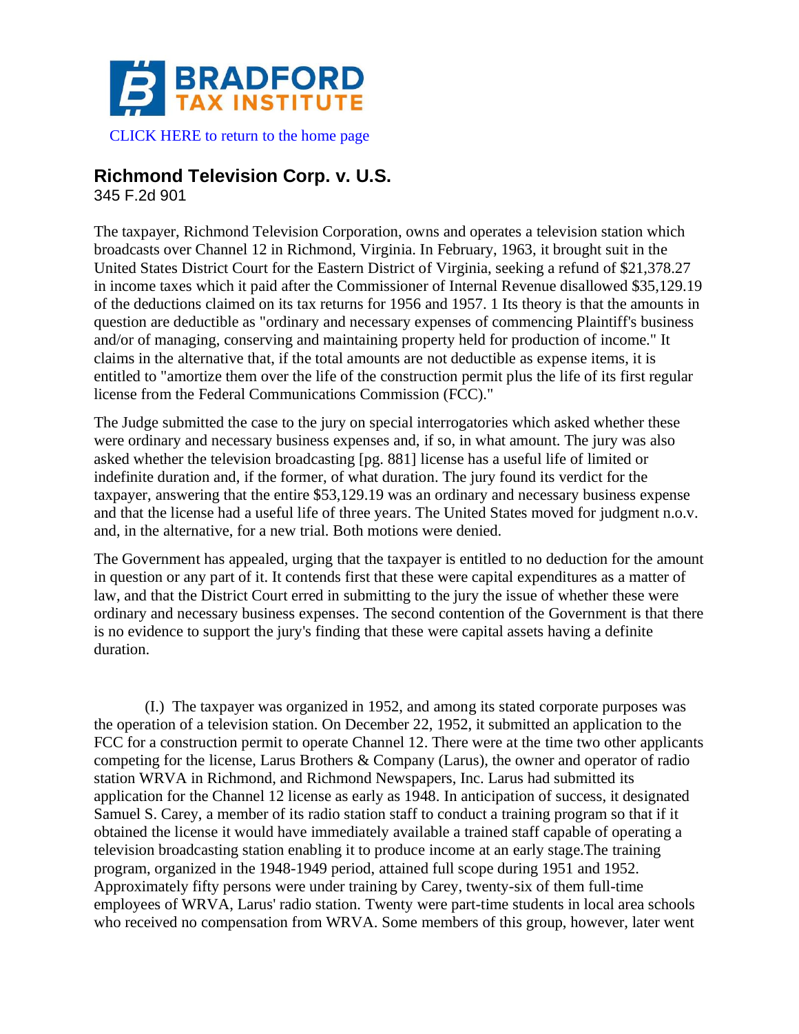CLICK HERE to return to the home page

## Richmond Television Corp. v. U.S.

345 F.2d 901

The taxpayer, Richmond Television Corporation, owns and operates a television station which broadcasts over Channel 12 in Richmond, Virginia. In February, 1963, it brought suit in the United States District Court for the Eastern District of Virginia, seeking a refund of $21,378.27 in income taxes which it paid after the Commissioner of Internal Revenue disallowed $35,129.19 of the deductions claimed on its tax returns for 1956 and 1957. 1 Its theory is that the amounts in question are deductible as "ordinary and necessary expenses of commencing Plaintiff's business and/or of managing, conserving and maintaining property held for production of income." It claims in the alternative that, if the total amounts are not deductible as expense items, it is entitled to "amortize them over the life of the construction permit plus the life of its first regular license from the Federal Communications Commission (FCC)."

The Judge submitted the case to the jury on special interrogatories which asked whether these were ordinary and necessary business expenses and, if so, in what amount. The jury was also asked whether the television broadcasting [pg. 881] license has a useful life of limited or indefinite duration and, if the former, of what duration. The jury found its verdict for the taxpayer, answering that the entire $53,129.19 was an ordinary and necessary business expense and that the license had a useful life of three years. The United States moved for judgment n.o.v. and, in the alternative, for a new trial. Both motions were denied.

The Government has appealed, urging that the taxpayer is entitled to no deduction for the amount in question or any part of it. It contends first that these were capital expenditures as a matter of law, and that the District Court erred in submitting to the jury the issue of whether these were ordinary and necessary business expenses. The second contention of the Government is that there is no evidence to support the jury's finding that these were capital assets having a definite duration.

(I.) The taxpayer was organized in 1952, and among its stated corporate purposes was the operation of a television station. On December 22, 1952, it submitted an application to the FCC for a construction permit to operate Channel 12. There were at the time two other applicants competing for the license, Larus Brothers & Company (Larus), the owner and operator of radio station WRVA in Richmond, and Richmond Newspapers, Inc. Larus had submitted its application for the Channel 12 license as early as 1948. In anticipation of success, it designated Samuel S. Carey, a member of its radio station staff to conduct a training program so that if it obtained the license it would have immediately available a trained staff capable of operating a television broadcasting station enabling it to produce income at an early stage.The training program, organized in the 1948-1949 period, attained full scope during 1951 and 1952. Approximately fifty persons were under training by Carey, twenty-six of them full-time employees of WRVA, Larus' radio station. Twenty were part-time students in local area schools who received no compensation from WRVA. Some members of this group, however, later went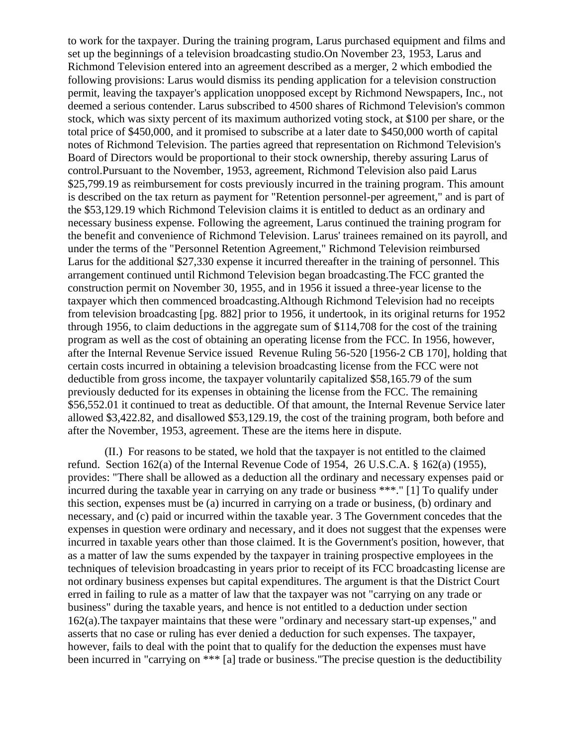to work for the taxpayer. During the training program, Larus purchased equipment and films and set up the beginnings of a television broadcasting studio.On November 23, 1953, Larus and Richmond Television entered into an agreement described as a merger, 2 which embodied the following provisions: Larus would dismiss its pending application for a television construction permit, leaving the taxpayer's application unopposed except by Richmond Newspapers, Inc., not deemed a serious contender. Larus subscribed to 4500 shares of Richmond Television's common stock, which was sixty percent of its maximum authorized voting stock, at $100 per share, or the total price of $450,000, and it promised to subscribe at a later date to $450,000 worth of capital notes of Richmond Television. The parties agreed that representation on Richmond Television's Board of Directors would be proportional to their stock ownership, thereby assuring Larus of control.Pursuant to the November, 1953, agreement, Richmond Television also paid Larus $25,799.19 as reimbursement for costs previously incurred in the training program. This amount is described on the tax return as payment for "Retention personnel-per agreement," and is part of the $53,129.19 which Richmond Television claims it is entitled to deduct as an ordinary and necessary business expense. Following the agreement, Larus continued the training program for the benefit and convenience of Richmond Television. Larus' trainees remained on its payroll, and under the terms of the "Personnel Retention Agreement," Richmond Television reimbursed Larus for the additional $27,330 expense it incurred thereafter in the training of personnel. This arrangement continued until Richmond Television began broadcasting.The FCC granted the construction permit on November 30, 1955, and in 1956 it issued a three-year license to the taxpayer which then commenced broadcasting.Although Richmond Television had no receipts from television broadcasting [pg. 882] prior to 1956, it undertook, in its original returns for 1952 through 1956, to claim deductions in the aggregate sum of $114,708 for the cost of the training program as well as the cost of obtaining an operating license from the FCC. In 1956, however, after the Internal Revenue Service issued Revenue Ruling 56-520 [1956-2 CB 170], holding that certain costs incurred in obtaining a television broadcasting license from the FCC were not deductible from gross income, the taxpayer voluntarily capitalized $58,165.79 of the sum previously deducted for its expenses in obtaining the license from the FCC. The remaining $56,552.01 it continued to treat as deductible. Of that amount, the Internal Revenue Service later allowed $3,422.82, and disallowed $53,129.19, the cost of the training program, both before and after the November, 1953, agreement. These are the items here in dispute.

(II.) For reasons to be stated, we hold that the taxpayer is not entitled to the claimed refund. Section 162(a) of the Internal Revenue Code of 1954, 26 U.S.C.A. § 162(a) (1955), provides: "There shall be allowed as a deduction all the ordinary and necessary expenses paid or incurred during the taxable year in carrying on any trade or business ***." [1] To qualify under this section, expenses must be (a) incurred in carrying on a trade or business, (b) ordinary and necessary, and (c) paid or incurred within the taxable year. 3 The Government concedes that the expenses in question were ordinary and necessary, and it does not suggest that the expenses were incurred in taxable years other than those claimed. It is the Government's position, however, that as a matter of law the sums expended by the taxpayer in training prospective employees in the techniques of television broadcasting in years prior to receipt of its FCC broadcasting license are not ordinary business expenses but capital expenditures. The argument is that the District Court erred in failing to rule as a matter of law that the taxpayer was not "carrying on any trade or business" during the taxable years, and hence is not entitled to a deduction under section 162(a).The taxpayer maintains that these were "ordinary and necessary start-up expenses," and asserts that no case or ruling has ever denied a deduction for such expenses. The taxpayer, however, fails to deal with the point that to qualify for the deduction the expenses must have been incurred in "carrying on *** [a] trade or business."The precise question is the deductibility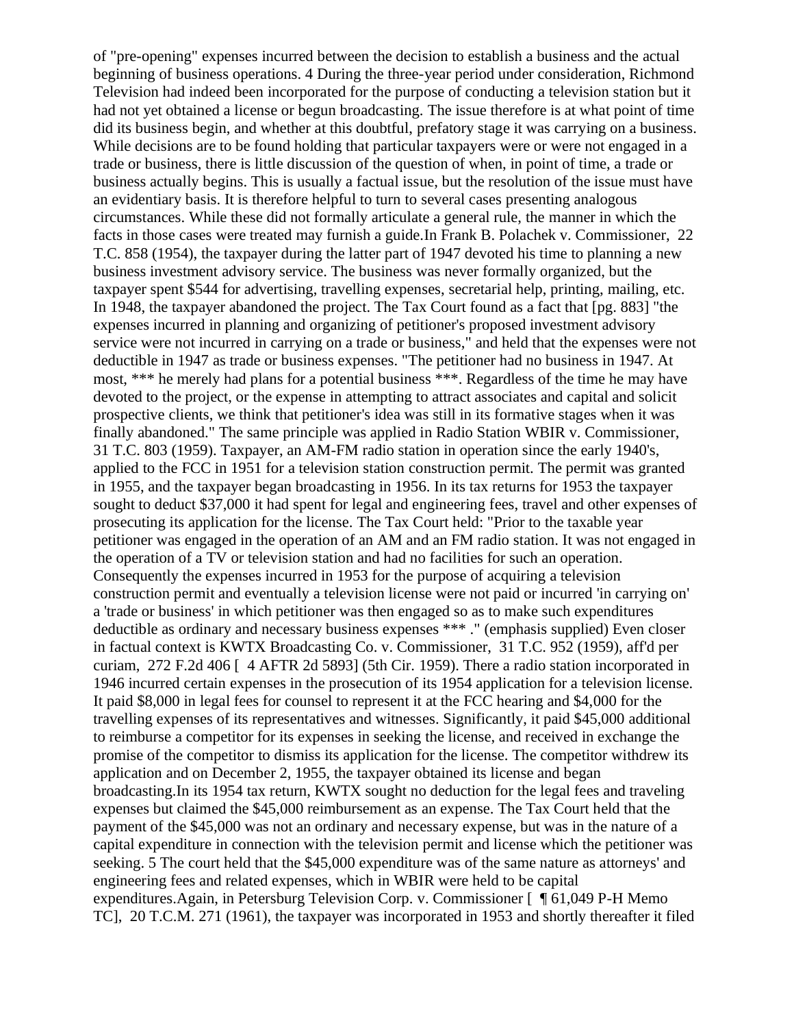of "pre-opening" expenses incurred between the decision to establish a business and the actual beginning of business operations. 4 During the three-year period under consideration, Richmond Television had indeed been incorporated for the purpose of conducting a television station but it had not yet obtained a license or begun broadcasting. The issue therefore is at what point of time did its business begin, and whether at this doubtful, prefatory stage it was carrying on a business. While decisions are to be found holding that particular taxpayers were or were not engaged in a trade or business, there is little discussion of the question of when, in point of time, a trade or business actually begins. This is usually a factual issue, but the resolution of the issue must have an evidentiary basis. It is therefore helpful to turn to several cases presenting analogous circumstances. While these did not formally articulate a general rule, the manner in which the facts in those cases were treated may furnish a guide.In Frank B. Polachek v. Commissioner, 22 T.C. 858 (1954), the taxpayer during the latter part of 1947 devoted his time to planning a new business investment advisory service. The business was never formally organized, but the taxpayer spent $544 for advertising, travelling expenses, secretarial help, printing, mailing, etc. In 1948, the taxpayer abandoned the project. The Tax Court found as a fact that [pg. 883] "the expenses incurred in planning and organizing of petitioner's proposed investment advisory service were not incurred in carrying on a trade or business," and held that the expenses were not deductible in 1947 as trade or business expenses. "The petitioner had no business in 1947. At most, *** he merely had plans for a potential business ***. Regardless of the time he may have devoted to the project, or the expense in attempting to attract associates and capital and solicit prospective clients, we think that petitioner's idea was still in its formative stages when it was finally abandoned." The same principle was applied in Radio Station WBIR v. Commissioner, 31 T.C. 803 (1959). Taxpayer, an AM-FM radio station in operation since the early 1940's, applied to the FCC in 1951 for a television station construction permit. The permit was granted in 1955, and the taxpayer began broadcasting in 1956. In its tax returns for 1953 the taxpayer sought to deduct $37,000 it had spent for legal and engineering fees, travel and other expenses of prosecuting its application for the license. The Tax Court held: "Prior to the taxable year petitioner was engaged in the operation of an AM and an FM radio station. It was not engaged in the operation of a TV or television station and had no facilities for such an operation. Consequently the expenses incurred in 1953 for the purpose of acquiring a television construction permit and eventually a television license were not paid or incurred 'in carrying on' a 'trade or business' in which petitioner was then engaged so as to make such expenditures deductible as ordinary and necessary business expenses *** ." (emphasis supplied) Even closer in factual context is KWTX Broadcasting Co. v. Commissioner, 31 T.C. 952 (1959), aff'd per curiam, 272 F.2d 406 [ 4 AFTR 2d 5893] (5th Cir. 1959). There a radio station incorporated in 1946 incurred certain expenses in the prosecution of its 1954 application for a television license. It paid $8,000 in legal fees for counsel to represent it at the FCC hearing and $4,000 for the travelling expenses of its representatives and witnesses. Significantly, it paid $45,000 additional to reimburse a competitor for its expenses in seeking the license, and received in exchange the promise of the competitor to dismiss its application for the license. The competitor withdrew its application and on December 2, 1955, the taxpayer obtained its license and began broadcasting.In its 1954 tax return, KWTX sought no deduction for the legal fees and traveling expenses but claimed the $45,000 reimbursement as an expense. The Tax Court held that the payment of the $45,000 was not an ordinary and necessary expense, but was in the nature of a capital expenditure in connection with the television permit and license which the petitioner was seeking. 5 The court held that the $45,000 expenditure was of the same nature as attorneys' and engineering fees and related expenses, which in WBIR were held to be capital expenditures.Again, in Petersburg Television Corp. v. Commissioner [ ¶ 61,049 P-H Memo TC], 20 T.C.M. 271 (1961), the taxpayer was incorporated in 1953 and shortly thereafter it filed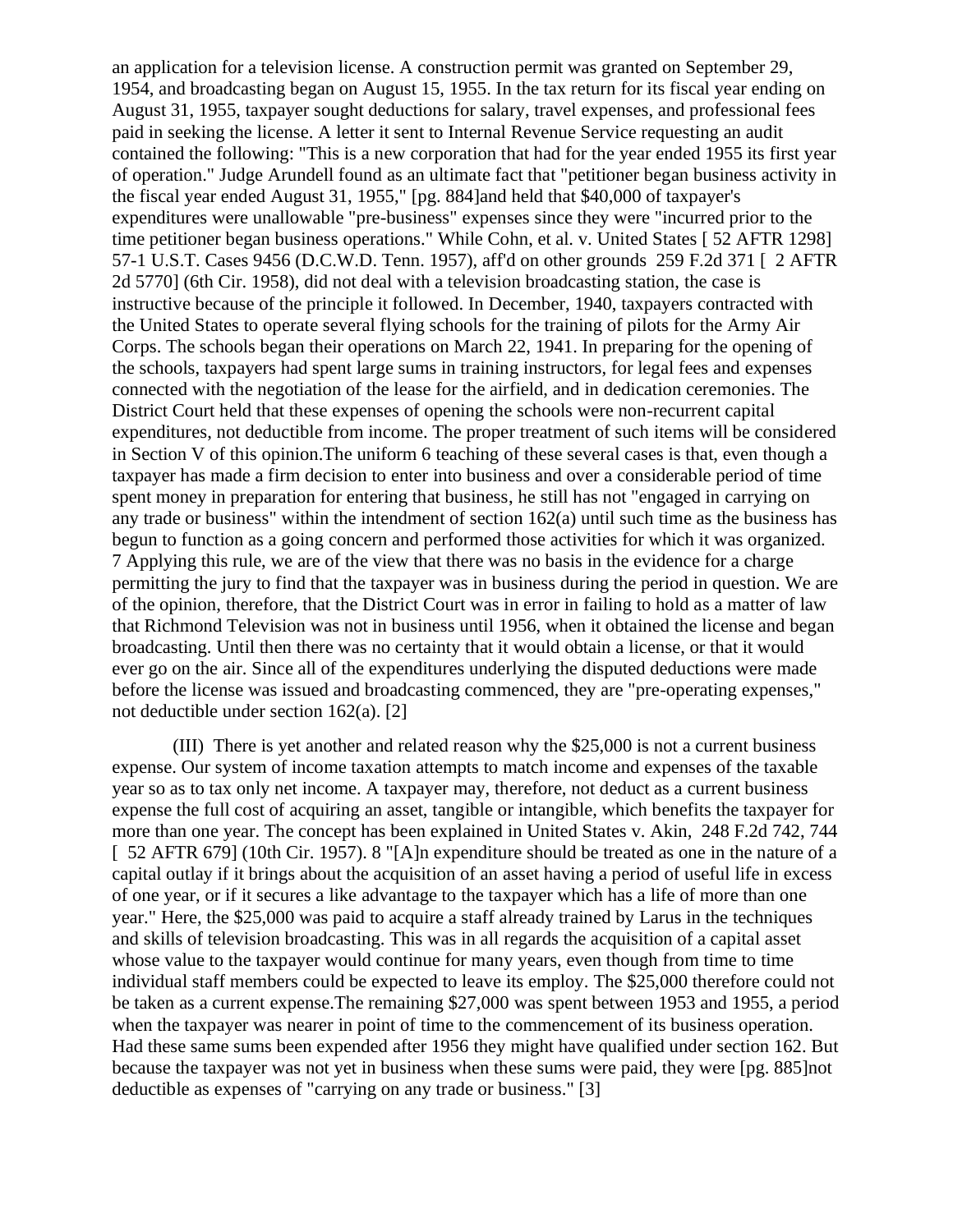an application for a television license. A construction permit was granted on September 29, 1954, and broadcasting began on August 15, 1955. In the tax return for its fiscal year ending on August 31, 1955, taxpayer sought deductions for salary, travel expenses, and professional fees paid in seeking the license. A letter it sent to Internal Revenue Service requesting an audit contained the following: "This is a new corporation that had for the year ended 1955 its first year of operation." Judge Arundell found as an ultimate fact that "petitioner began business activity in the fiscal year ended August 31, 1955," [pg. 884]and held that $40,000 of taxpayer's expenditures were unallowable "pre-business" expenses since they were "incurred prior to the time petitioner began business operations." While Cohn, et al. v. United States [ 52 AFTR 1298] 57-1 U.S.T. Cases 9456 (D.C.W.D. Tenn. 1957), aff'd on other grounds 259 F.2d 371 [ 2 AFTR 2d 5770] (6th Cir. 1958), did not deal with a television broadcasting station, the case is instructive because of the principle it followed. In December, 1940, taxpayers contracted with the United States to operate several flying schools for the training of pilots for the Army Air Corps. The schools began their operations on March 22, 1941. In preparing for the opening of the schools, taxpayers had spent large sums in training instructors, for legal fees and expenses connected with the negotiation of the lease for the airfield, and in dedication ceremonies. The District Court held that these expenses of opening the schools were non-recurrent capital expenditures, not deductible from income. The proper treatment of such items will be considered in Section V of this opinion.The uniform 6 teaching of these several cases is that, even though a taxpayer has made a firm decision to enter into business and over a considerable period of time spent money in preparation for entering that business, he still has not "engaged in carrying on any trade or business" within the intendment of section 162(a) until such time as the business has begun to function as a going concern and performed those activities for which it was organized. 7 Applying this rule, we are of the view that there was no basis in the evidence for a charge permitting the jury to find that the taxpayer was in business during the period in question. We are of the opinion, therefore, that the District Court was in error in failing to hold as a matter of law that Richmond Television was not in business until 1956, when it obtained the license and began broadcasting. Until then there was no certainty that it would obtain a license, or that it would ever go on the air. Since all of the expenditures underlying the disputed deductions were made before the license was issued and broadcasting commenced, they are "pre-operating expenses," not deductible under section 162(a). [2]

(III) There is yet another and related reason why the $25,000 is not a current business expense. Our system of income taxation attempts to match income and expenses of the taxable year so as to tax only net income. A taxpayer may, therefore, not deduct as a current business expense the full cost of acquiring an asset, tangible or intangible, which benefits the taxpayer for more than one year. The concept has been explained in United States v. Akin, 248 F.2d 742, 744 [ 52 AFTR 679] (10th Cir. 1957). 8 "[A]n expenditure should be treated as one in the nature of a capital outlay if it brings about the acquisition of an asset having a period of useful life in excess of one year, or if it secures a like advantage to the taxpayer which has a life of more than one year." Here, the $25,000 was paid to acquire a staff already trained by Larus in the techniques and skills of television broadcasting. This was in all regards the acquisition of a capital asset whose value to the taxpayer would continue for many years, even though from time to time individual staff members could be expected to leave its employ. The $25,000 therefore could not be taken as a current expense.The remaining $27,000 was spent between 1953 and 1955, a period when the taxpayer was nearer in point of time to the commencement of its business operation. Had these same sums been expended after 1956 they might have qualified under section 162. But because the taxpayer was not yet in business when these sums were paid, they were [pg. 885]not deductible as expenses of "carrying on any trade or business." [3]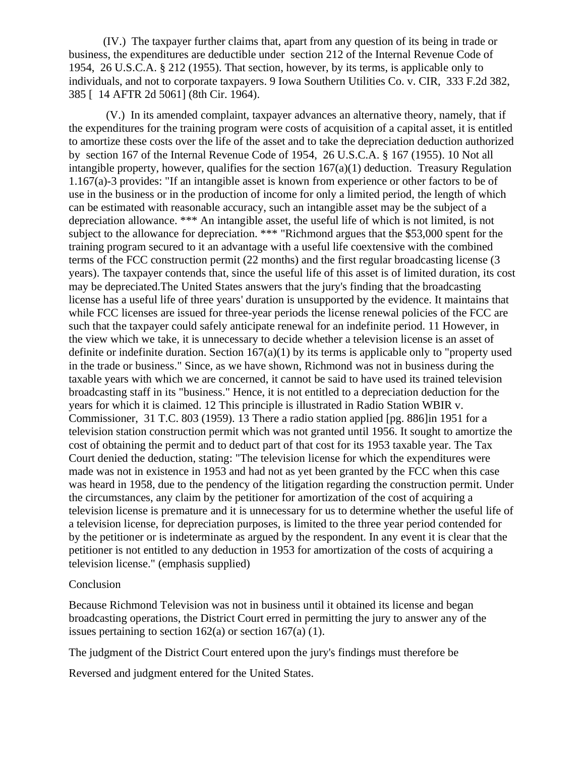(IV.) The taxpayer further claims that, apart from any question of its being in trade or business, the expenditures are deductible under section 212 of the Internal Revenue Code of 1954, 26 U.S.C.A. § 212 (1955). That section, however, by its terms, is applicable only to individuals, and not to corporate taxpayers. 9 Iowa Southern Utilities Co. v. CIR, 333 F.2d 382, 385 [ 14 AFTR 2d 5061] (8th Cir. 1964).

(V.) In its amended complaint, taxpayer advances an alternative theory, namely, that if the expenditures for the training program were costs of acquisition of a capital asset, it is entitled to amortize these costs over the life of the asset and to take the depreciation deduction authorized by section 167 of the Internal Revenue Code of 1954, 26 U.S.C.A. § 167 (1955). 10 Not all intangible property, however, qualifies for the section 167(a)(1) deduction. Treasury Regulation 1.167(a)-3 provides: "If an intangible asset is known from experience or other factors to be of use in the business or in the production of income for only a limited period, the length of which can be estimated with reasonable accuracy, such an intangible asset may be the subject of a depreciation allowance. *** An intangible asset, the useful life of which is not limited, is not subject to the allowance for depreciation. *** "Richmond argues that the $53,000 spent for the training program secured to it an advantage with a useful life coextensive with the combined terms of the FCC construction permit (22 months) and the first regular broadcasting license (3 years). The taxpayer contends that, since the useful life of this asset is of limited duration, its cost may be depreciated.The United States answers that the jury's finding that the broadcasting license has a useful life of three years' duration is unsupported by the evidence. It maintains that while FCC licenses are issued for three-year periods the license renewal policies of the FCC are such that the taxpayer could safely anticipate renewal for an indefinite period. 11 However, in the view which we take, it is unnecessary to decide whether a television license is an asset of definite or indefinite duration. Section 167(a)(1) by its terms is applicable only to "property used in the trade or business." Since, as we have shown, Richmond was not in business during the taxable years with which we are concerned, it cannot be said to have used its trained television broadcasting staff in its "business." Hence, it is not entitled to a depreciation deduction for the years for which it is claimed. 12 This principle is illustrated in Radio Station WBIR v. Commissioner, 31 T.C. 803 (1959). 13 There a radio station applied [pg. 886]in 1951 for a television station construction permit which was not granted until 1956. It sought to amortize the cost of obtaining the permit and to deduct part of that cost for its 1953 taxable year. The Tax Court denied the deduction, stating: "The television license for which the expenditures were made was not in existence in 1953 and had not as yet been granted by the FCC when this case was heard in 1958, due to the pendency of the litigation regarding the construction permit. Under the circumstances, any claim by the petitioner for amortization of the cost of acquiring a television license is premature and it is unnecessary for us to determine whether the useful life of a television license, for depreciation purposes, is limited to the three year period contended for by the petitioner or is indeterminate as argued by the respondent. In any event it is clear that the petitioner is not entitled to any deduction in 1953 for amortization of the costs of acquiring a television license." (emphasis supplied)

Conclusion

Because Richmond Television was not in business until it obtained its license and began broadcasting operations, the District Court erred in permitting the jury to answer any of the issues pertaining to section 162(a) or section 167(a) (1).

The judgment of the District Court entered upon the jury's findings must therefore be

Reversed and judgment entered for the United States.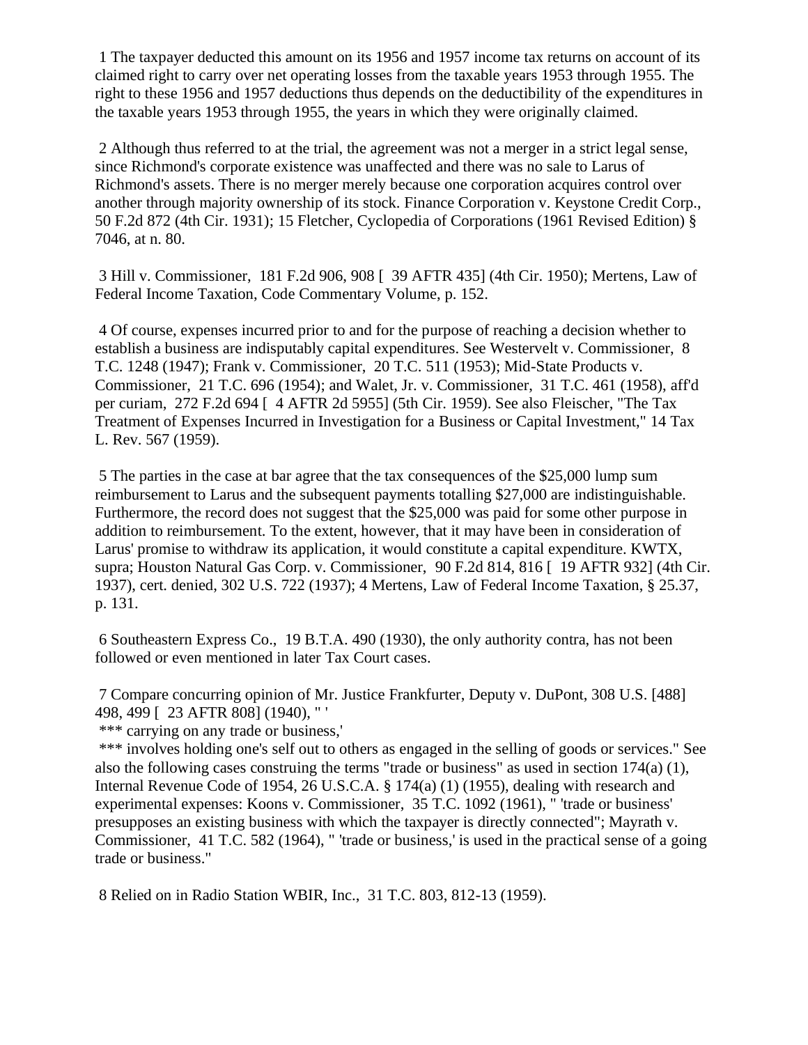1 The taxpayer deducted this amount on its 1956 and 1957 income tax returns on account of its claimed right to carry over net operating losses from the taxable years 1953 through 1955. The right to these 1956 and 1957 deductions thus depends on the deductibility of the expenditures in the taxable years 1953 through 1955, the years in which they were originally claimed.

2 Although thus referred to at the trial, the agreement was not a merger in a strict legal sense, since Richmond's corporate existence was unaffected and there was no sale to Larus of Richmond's assets. There is no merger merely because one corporation acquires control over another through majority ownership of its stock. Finance Corporation v. Keystone Credit Corp., 50 F.2d 872 (4th Cir. 1931); 15 Fletcher, Cyclopedia of Corporations (1961 Revised Edition) § 7046, at n. 80.

3 Hill v. Commissioner, 181 F.2d 906, 908 [ 39 AFTR 435] (4th Cir. 1950); Mertens, Law of Federal Income Taxation, Code Commentary Volume, p. 152.

4 Of course, expenses incurred prior to and for the purpose of reaching a decision whether to establish a business are indisputably capital expenditures. See Westervelt v. Commissioner, 8 T.C. 1248 (1947); Frank v. Commissioner, 20 T.C. 511 (1953); Mid-State Products v. Commissioner, 21 T.C. 696 (1954); and Walet, Jr. v. Commissioner, 31 T.C. 461 (1958), aff'd per curiam, 272 F.2d 694 [ 4 AFTR 2d 5955] (5th Cir. 1959). See also Fleischer, "The Tax Treatment of Expenses Incurred in Investigation for a Business or Capital Investment," 14 Tax L. Rev. 567 (1959).

5 The parties in the case at bar agree that the tax consequences of the $25,000 lump sum reimbursement to Larus and the subsequent payments totalling $27,000 are indistinguishable. Furthermore, the record does not suggest that the $25,000 was paid for some other purpose in addition to reimbursement. To the extent, however, that it may have been in consideration of Larus' promise to withdraw its application, it would constitute a capital expenditure. KWTX, supra; Houston Natural Gas Corp. v. Commissioner, 90 F.2d 814, 816 [ 19 AFTR 932] (4th Cir. 1937), cert. denied, 302 U.S. 722 (1937); 4 Mertens, Law of Federal Income Taxation, § 25.37, p. 131.

6 Southeastern Express Co., 19 B.T.A. 490 (1930), the only authority contra, has not been followed or even mentioned in later Tax Court cases.

7 Compare concurring opinion of Mr. Justice Frankfurter, Deputy v. DuPont, 308 U.S. [488] 498, 499 [ 23 AFTR 808] (1940), " '
*** carrying on any trade or business,'
*** involves holding one's self out to others as engaged in the selling of goods or services." See also the following cases construing the terms "trade or business" as used in section 174(a) (1), Internal Revenue Code of 1954, 26 U.S.C.A. § 174(a) (1) (1955), dealing with research and experimental expenses: Koons v. Commissioner, 35 T.C. 1092 (1961), " 'trade or business' presupposes an existing business with which the taxpayer is directly connected"; Mayrath v. Commissioner, 41 T.C. 582 (1964), " 'trade or business,' is used in the practical sense of a going trade or business."

8 Relied on in Radio Station WBIR, Inc., 31 T.C. 803, 812-13 (1959).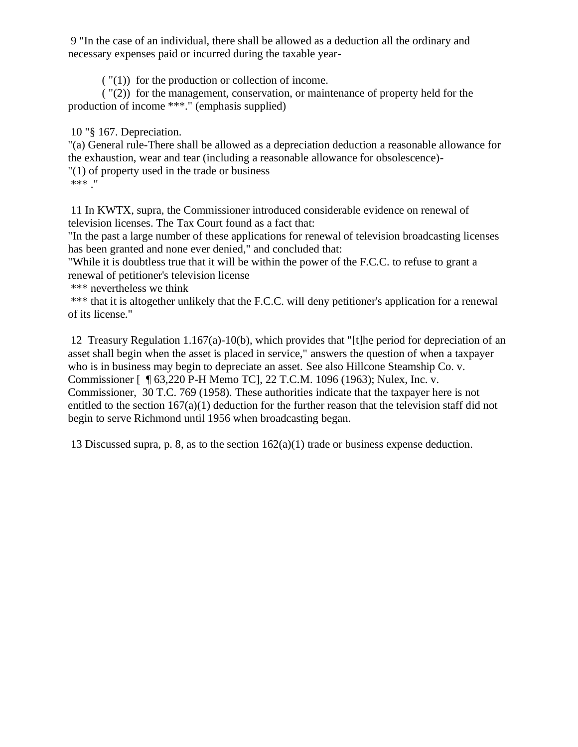9 "In the case of an individual, there shall be allowed as a deduction all the ordinary and necessary expenses paid or incurred during the taxable year-

( "(1)) for the production or collection of income.

( "(2)) for the management, conservation, or maintenance of property held for the production of income ***." (emphasis supplied)

10 "§ 167. Depreciation.
"(a) General rule-There shall be allowed as a depreciation deduction a reasonable allowance for the exhaustion, wear and tear (including a reasonable allowance for obsolescence)-
"(1) of property used in the trade or business
*** ."

11 In KWTX, supra, the Commissioner introduced considerable evidence on renewal of television licenses. The Tax Court found as a fact that:
"In the past a large number of these applications for renewal of television broadcasting licenses has been granted and none ever denied," and concluded that:
"While it is doubtless true that it will be within the power of the F.C.C. to refuse to grant a renewal of petitioner's television license
*** nevertheless we think
*** that it is altogether unlikely that the F.C.C. will deny petitioner's application for a renewal of its license."

12 Treasury Regulation 1.167(a)-10(b), which provides that "[t]he period for depreciation of an asset shall begin when the asset is placed in service," answers the question of when a taxpayer who is in business may begin to depreciate an asset. See also Hillcone Steamship Co. v. Commissioner [ ¶ 63,220 P-H Memo TC], 22 T.C.M. 1096 (1963); Nulex, Inc. v. Commissioner, 30 T.C. 769 (1958). These authorities indicate that the taxpayer here is not entitled to the section 167(a)(1) deduction for the further reason that the television staff did not begin to serve Richmond until 1956 when broadcasting began.

13 Discussed supra, p. 8, as to the section 162(a)(1) trade or business expense deduction.